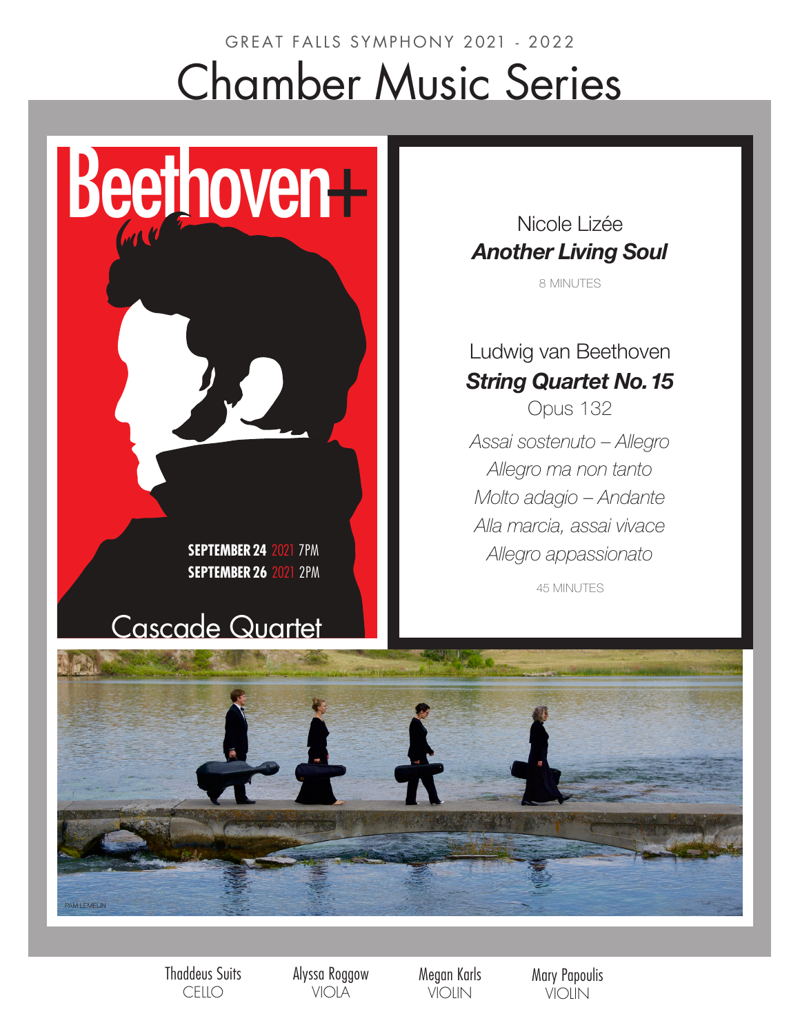GREAT FALLS SYMPHONY 2021 - 2022

# Chamber Music Series

## Beethoven+

**SEPTEMBER 24** 2021 7PM
**SEPTEMBER 26** 2021 2PM

### Cascade Quartet

Nicole Lizée
***Another Living Soul***
8 MINUTES

Ludwig van Beethoven
***String Quartet No. 15***
Opus 132

*Assai sostenuto – Allegro*
*Allegro ma non tanto*
*Molto adagio – Andante*
*Alla marcia, assai vivace*
*Allegro appassionato*

45 MINUTES

PAM LEMELIN

Thaddeus Suits
CELLO

Alyssa Roggow
VIOLA

Megan Karls
VIOLIN

Mary Papoulis
VIOLIN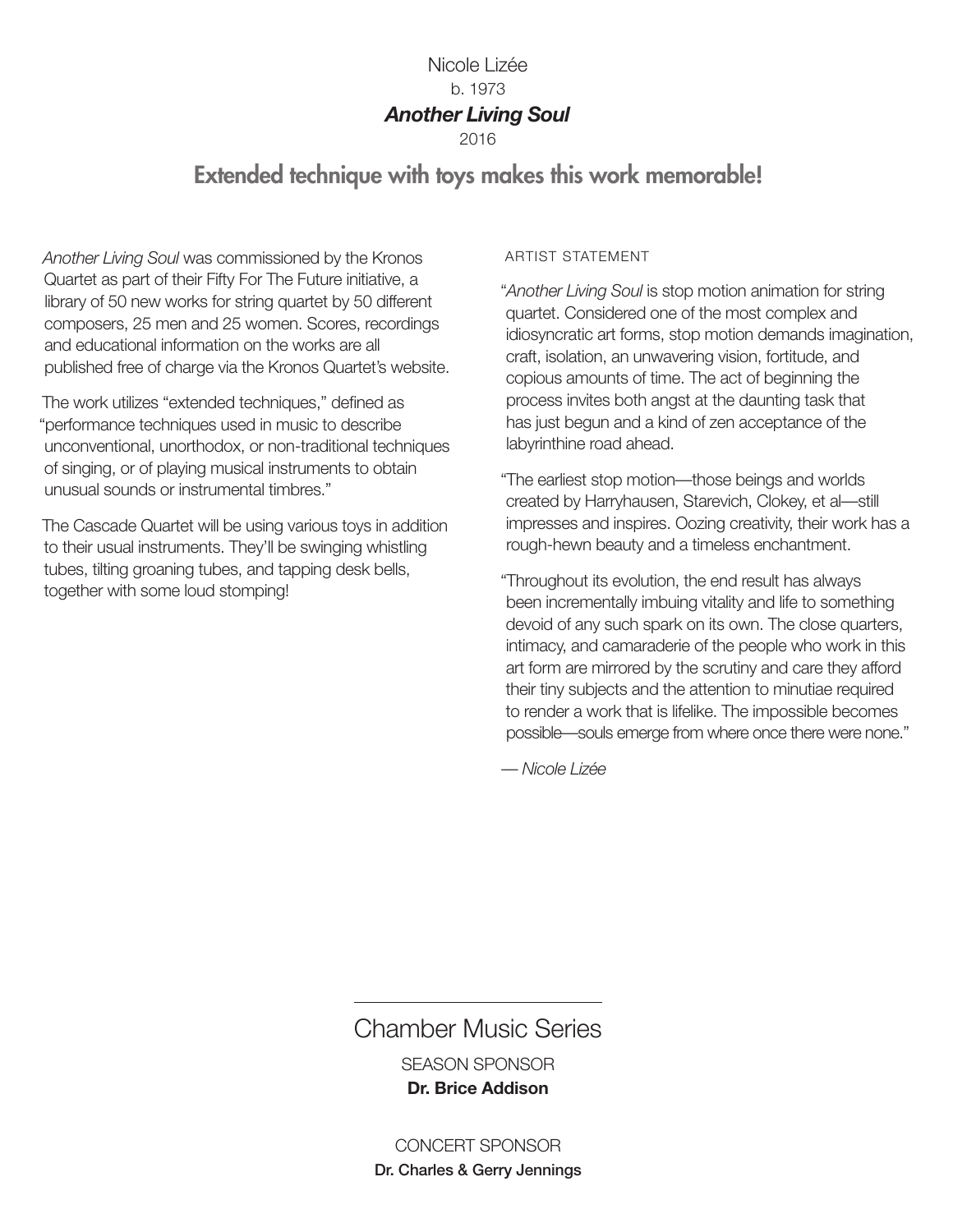Nicole Lizée

b. 1973

# *Another Living Soul*

2016

## Extended technique with toys makes this work memorable!

*Another Living Soul* was commissioned by the Kronos Quartet as part of their Fifty For The Future initiative, a library of 50 new works for string quartet by 50 different composers, 25 men and 25 women. Scores, recordings and educational information on the works are all published free of charge via the Kronos Quartet's website.

The work utilizes "extended techniques," defined as "performance techniques used in music to describe unconventional, unorthodox, or non-traditional techniques of singing, or of playing musical instruments to obtain unusual sounds or instrumental timbres."

The Cascade Quartet will be using various toys in addition to their usual instruments. They'll be swinging whistling tubes, tilting groaning tubes, and tapping desk bells, together with some loud stomping!

ARTIST STATEMENT

"*Another Living Soul* is stop motion animation for string quartet. Considered one of the most complex and idiosyncratic art forms, stop motion demands imagination, craft, isolation, an unwavering vision, fortitude, and copious amounts of time. The act of beginning the process invites both angst at the daunting task that has just begun and a kind of zen acceptance of the labyrinthine road ahead.

"The earliest stop motion—those beings and worlds created by Harryhausen, Starevich, Clokey, et al—still impresses and inspires. Oozing creativity, their work has a rough-hewn beauty and a timeless enchantment.

"Throughout its evolution, the end result has always been incrementally imbuing vitality and life to something devoid of any such spark on its own. The close quarters, intimacy, and camaraderie of the people who work in this art form are mirrored by the scrutiny and care they afford their tiny subjects and the attention to minutiae required to render a work that is lifelike. The impossible becomes possible—souls emerge from where once there were none."

— *Nicole Lizée*

---

Chamber Music Series

SEASON SPONSOR

**Dr. Brice Addison**

CONCERT SPONSOR

**Dr. Charles & Gerry Jennings**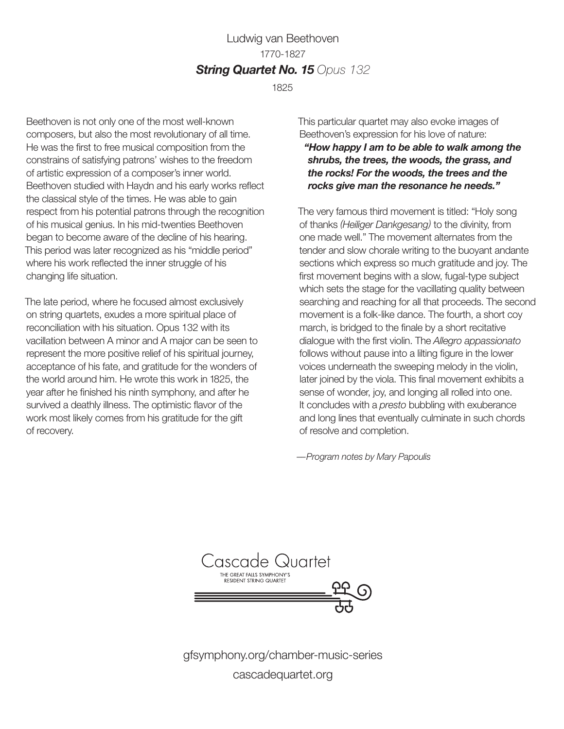Ludwig van Beethoven

1770-1827

## ***String Quartet No. 15*** *Opus 132*

1825

Beethoven is not only one of the most well-known composers, but also the most revolutionary of all time. He was the first to free musical composition from the constrains of satisfying patrons' wishes to the freedom of artistic expression of a composer's inner world. Beethoven studied with Haydn and his early works reflect the classical style of the times. He was able to gain respect from his potential patrons through the recognition of his musical genius. In his mid-twenties Beethoven began to become aware of the decline of his hearing. This period was later recognized as his "middle period" where his work reflected the inner struggle of his changing life situation.

The late period, where he focused almost exclusively on string quartets, exudes a more spiritual place of reconciliation with his situation. Opus 132 with its vacillation between A minor and A major can be seen to represent the more positive relief of his spiritual journey, acceptance of his fate, and gratitude for the wonders of the world around him. He wrote this work in 1825, the year after he finished his ninth symphony, and after he survived a deathly illness. The optimistic flavor of the work most likely comes from his gratitude for the gift of recovery.

This particular quartet may also evoke images of Beethoven's expression for his love of nature:

***"How happy I am to be able to walk among the shrubs, the trees, the woods, the grass, and the rocks! For the woods, the trees and the rocks give man the resonance he needs."***

The very famous third movement is titled: "Holy song of thanks *(Heiliger Dankgesang)* to the divinity, from one made well." The movement alternates from the tender and slow chorale writing to the buoyant andante sections which express so much gratitude and joy. The first movement begins with a slow, fugal-type subject which sets the stage for the vacillating quality between searching and reaching for all that proceeds. The second movement is a folk-like dance. The fourth, a short coy march, is bridged to the finale by a short recitative dialogue with the first violin. The *Allegro appassionato* follows without pause into a lilting figure in the lower voices underneath the sweeping melody in the violin, later joined by the viola. This final movement exhibits a sense of wonder, joy, and longing all rolled into one. It concludes with a *presto* bubbling with exuberance and long lines that eventually culminate in such chords of resolve and completion.

—*Program notes by Mary Papoulis*

Cascade Quartet

THE GREAT FALLS SYMPHONY'S RESIDENT STRING QUARTET

gfsymphony.org/chamber-music-series

cascadequartet.org